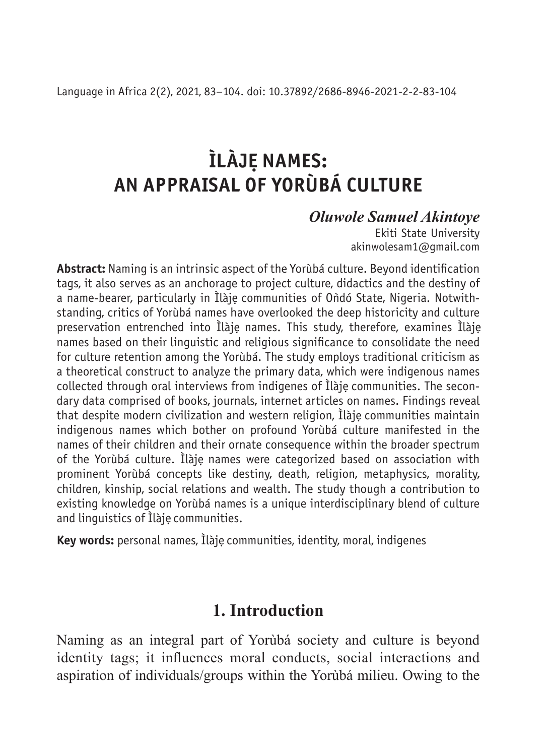Language in Africa 2(2), 2021, 83–104. doi: 10.37892/2686-8946-2021-2-2-83-104

# ÌLÀJẸ NAMES: AN APPRAISAL OF YORÙBÁ CULTURE

***Oluwole Samuel Akintoye***

Ekiti State University
akinwolesam1@gmail.com

**Abstract:** Naming is an intrinsic aspect of the Yorùbá culture. Beyond identification tags, it also serves as an anchorage to project culture, didactics and the destiny of a name-bearer, particularly in Ìlàjẹ communities of Oǹdó State, Nigeria. Notwithstanding, critics of Yorùbá names have overlooked the deep historicity and culture preservation entrenched into Ìlàjẹ names. This study, therefore, examines Ìlàjẹ names based on their linguistic and religious significance to consolidate the need for culture retention among the Yorùbá. The study employs traditional criticism as a theoretical construct to analyze the primary data, which were indigenous names collected through oral interviews from indigenes of Ìlàjẹ communities. The secondary data comprised of books, journals, internet articles on names. Findings reveal that despite modern civilization and western religion, Ìlàjẹ communities maintain indigenous names which bother on profound Yorùbá culture manifested in the names of their children and their ornate consequence within the broader spectrum of the Yorùbá culture. Ìlàjẹ names were categorized based on association with prominent Yorùbá concepts like destiny, death, religion, metaphysics, morality, children, kinship, social relations and wealth. The study though a contribution to existing knowledge on Yorùbá names is a unique interdisciplinary blend of culture and linguistics of Ìlàjẹ communities.

**Key words:** personal names, Ìlàjẹ communities, identity, moral, indigenes

## 1. Introduction

Naming as an integral part of Yorùbá society and culture is beyond identity tags; it influences moral conducts, social interactions and aspiration of individuals/groups within the Yorùbá milieu. Owing to the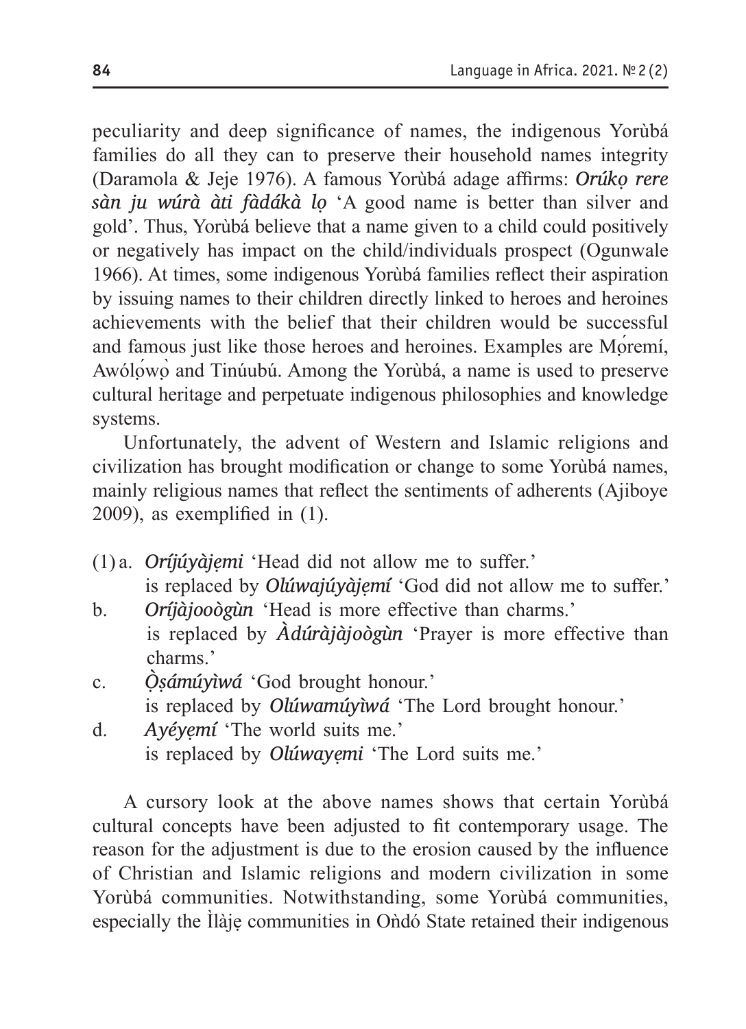peculiarity and deep significance of names, the indigenous Yorùbá families do all they can to preserve their household names integrity (Daramola & Jeje 1976). A famous Yorùbá adage affirms: ***Orúkọ rere sàn ju wúrà àti fàdákà lọ*** 'A good name is better than silver and gold'. Thus, Yorùbá believe that a name given to a child could positively or negatively has impact on the child/individuals prospect (Ogunwale 1966). At times, some indigenous Yorùbá families reflect their aspiration by issuing names to their children directly linked to heroes and heroines achievements with the belief that their children would be successful and famous just like those heroes and heroines. Examples are Mọ́remí, Awólọ́wọ̀ and Tinúubú. Among the Yorùbá, a name is used to preserve cultural heritage and perpetuate indigenous philosophies and knowledge systems.

Unfortunately, the advent of Western and Islamic religions and civilization has brought modification or change to some Yorùbá names, mainly religious names that reflect the sentiments of adherents (Ajiboye 2009), as exemplified in (1).

(1) a. ***Oríjúyàjẹmi*** 'Head did not allow me to suffer.'
is replaced by ***Olúwajúyàjẹmí*** 'God did not allow me to suffer.'

b. ***Oríjàjooògùn*** 'Head is more effective than charms.'
is replaced by ***Àdúràjàjoògùn*** 'Prayer is more effective than charms.'

c. ***Ọ̀ṣámúyìwá*** 'God brought honour.'
is replaced by ***Olúwamúyìwá*** 'The Lord brought honour.'

d. ***Ayéyẹmí*** 'The world suits me.'
is replaced by ***Olúwayẹmi*** 'The Lord suits me.'

A cursory look at the above names shows that certain Yorùbá cultural concepts have been adjusted to fit contemporary usage. The reason for the adjustment is due to the erosion caused by the influence of Christian and Islamic religions and modern civilization in some Yorùbá communities. Notwithstanding, some Yorùbá communities, especially the Ìlàjẹ communities in Oǹdó State retained their indigenous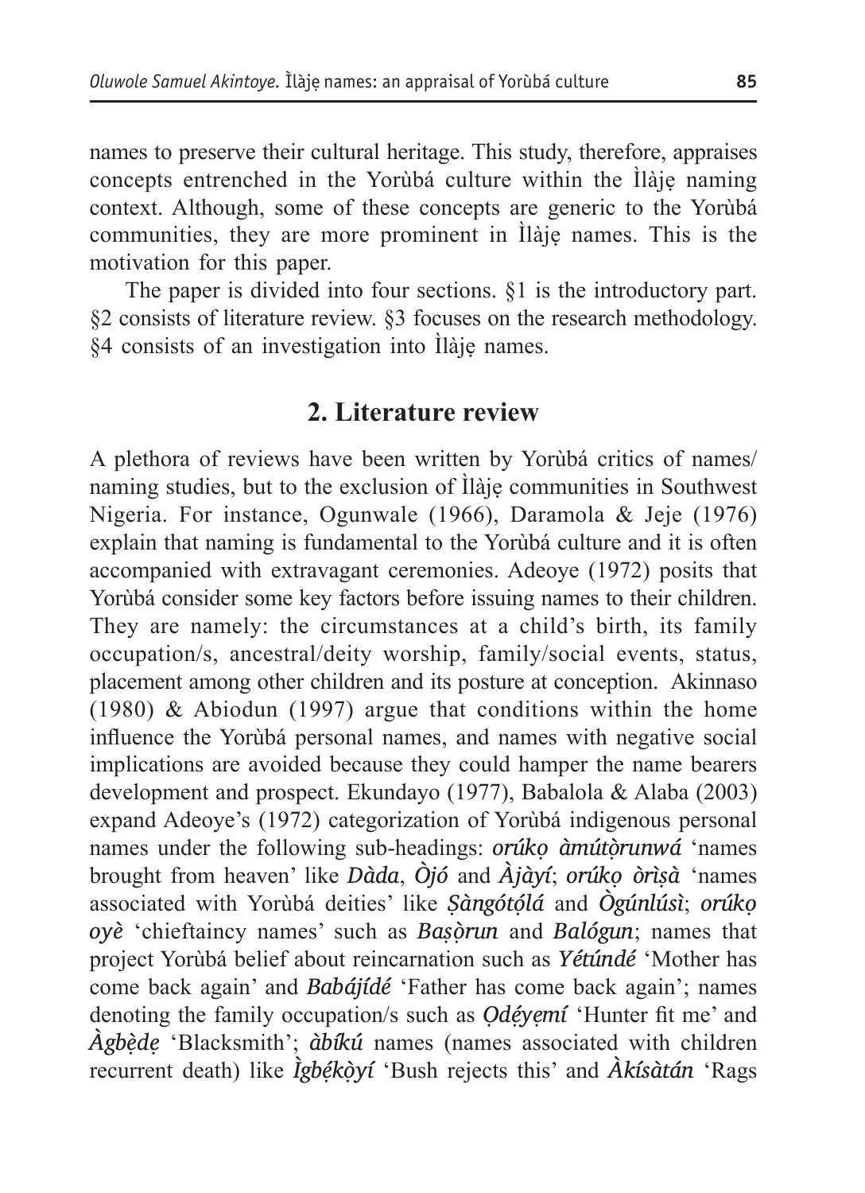names to preserve their cultural heritage. This study, therefore, appraises concepts entrenched in the Yorùbá culture within the Ìlàjẹ naming context. Although, some of these concepts are generic to the Yorùbá communities, they are more prominent in Ìlàjẹ names. This is the motivation for this paper.

The paper is divided into four sections. §1 is the introductory part. §2 consists of literature review. §3 focuses on the research methodology. §4 consists of an investigation into Ìlàjẹ names.

## 2. Literature review

A plethora of reviews have been written by Yorùbá critics of names/ naming studies, but to the exclusion of Ìlàjẹ communities in Southwest Nigeria. For instance, Ogunwale (1966), Daramola & Jeje (1976) explain that naming is fundamental to the Yorùbá culture and it is often accompanied with extravagant ceremonies. Adeoye (1972) posits that Yorùbá consider some key factors before issuing names to their children. They are namely: the circumstances at a child's birth, its family occupation/s, ancestral/deity worship, family/social events, status, placement among other children and its posture at conception. Akinnaso (1980) & Abiodun (1997) argue that conditions within the home influence the Yorùbá personal names, and names with negative social implications are avoided because they could hamper the name bearers development and prospect. Ekundayo (1977), Babalola & Alaba (2003) expand Adeoye's (1972) categorization of Yorùbá indigenous personal names under the following sub-headings: ***orúkọ àmútọ̀runwá*** 'names brought from heaven' like ***Dàda***, ***Òjó*** and ***Àjàyí***; ***orúkọ òrìṣà*** 'names associated with Yorùbá deities' like ***Ṣàngótọ́lá*** and ***Ògúnlúsì***; ***orúkọ oyè*** 'chieftaincy names' such as ***Baṣọ̀run*** and ***Balógun***; names that project Yorùbá belief about reincarnation such as ***Yétúndé*** 'Mother has come back again' and ***Babájídé*** 'Father has come back again'; names denoting the family occupation/s such as ***Ọdẹ́yẹmí*** 'Hunter fit me' and ***Àgbẹ̀dẹ*** 'Blacksmith'; ***àbíkú*** names (names associated with children recurrent death) like ***Ìgbẹ́kọ̀yí*** 'Bush rejects this' and ***Àkísàtán*** 'Rags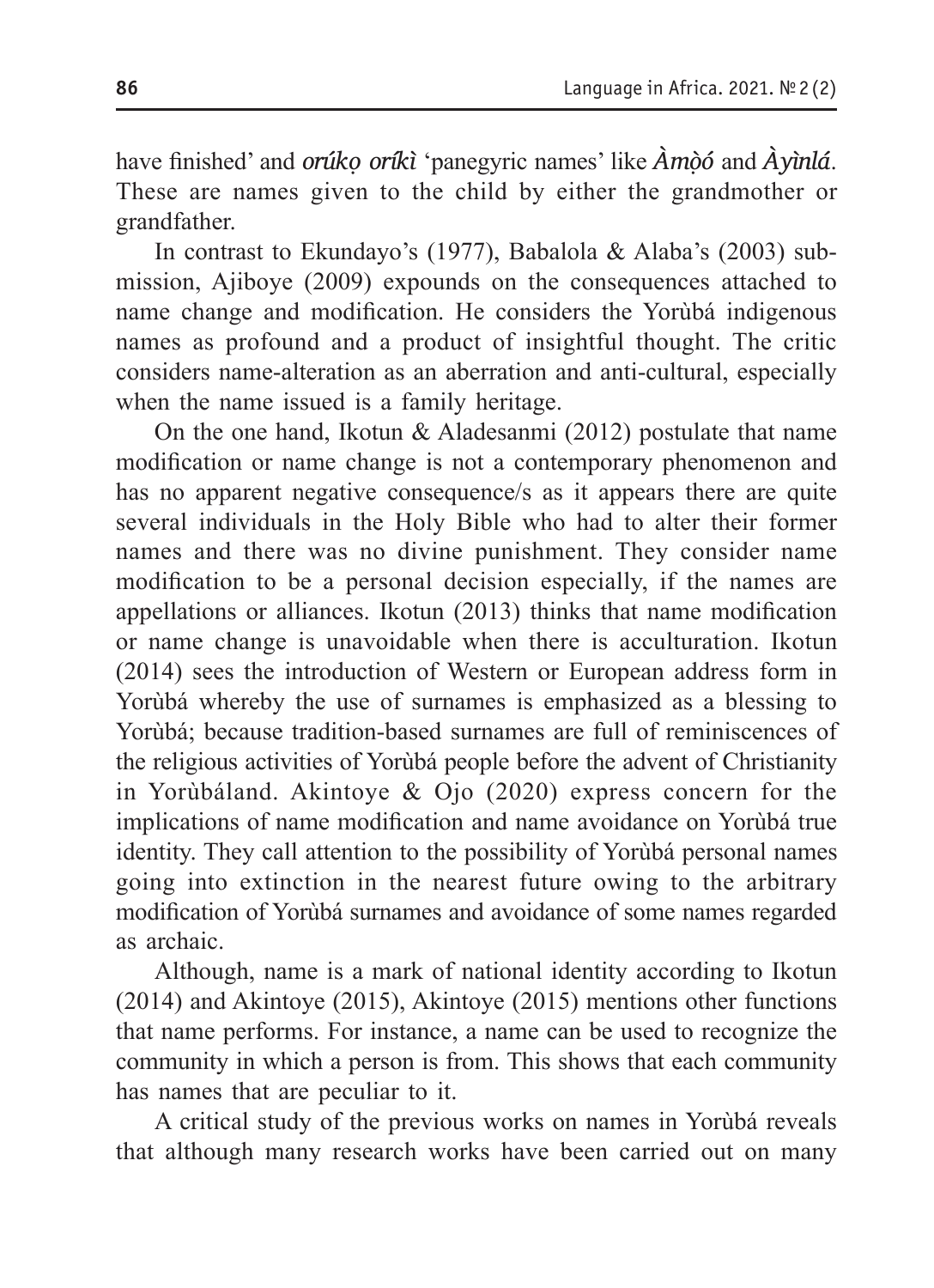have finished' and ***orúkọ oríkì*** 'panegyric names' like ***Àmọ̀ó*** and ***Àyìnlá***. These are names given to the child by either the grandmother or grandfather.

In contrast to Ekundayo's (1977), Babalola & Alaba's (2003) submission, Ajiboye (2009) expounds on the consequences attached to name change and modification. He considers the Yorùbá indigenous names as profound and a product of insightful thought. The critic considers name-alteration as an aberration and anti-cultural, especially when the name issued is a family heritage.

On the one hand, Ikotun & Aladesanmi (2012) postulate that name modification or name change is not a contemporary phenomenon and has no apparent negative consequence/s as it appears there are quite several individuals in the Holy Bible who had to alter their former names and there was no divine punishment. They consider name modification to be a personal decision especially, if the names are appellations or alliances. Ikotun (2013) thinks that name modification or name change is unavoidable when there is acculturation. Ikotun (2014) sees the introduction of Western or European address form in Yorùbá whereby the use of surnames is emphasized as a blessing to Yorùbá; because tradition-based surnames are full of reminiscences of the religious activities of Yorùbá people before the advent of Christianity in Yorùbáland. Akintoye & Ojo (2020) express concern for the implications of name modification and name avoidance on Yorùbá true identity. They call attention to the possibility of Yorùbá personal names going into extinction in the nearest future owing to the arbitrary modification of Yorùbá surnames and avoidance of some names regarded as archaic.

Although, name is a mark of national identity according to Ikotun (2014) and Akintoye (2015), Akintoye (2015) mentions other functions that name performs. For instance, a name can be used to recognize the community in which a person is from. This shows that each community has names that are peculiar to it.

A critical study of the previous works on names in Yorùbá reveals that although many research works have been carried out on many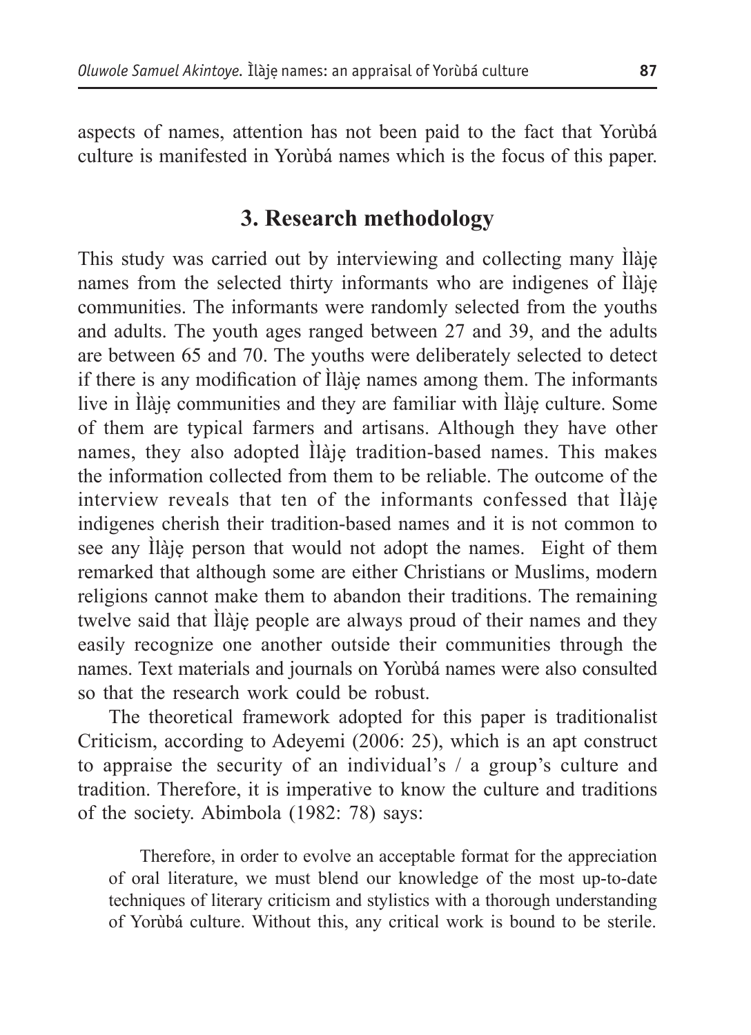aspects of names, attention has not been paid to the fact that Yorùbá culture is manifested in Yorùbá names which is the focus of this paper.

## 3. Research methodology

This study was carried out by interviewing and collecting many Ìlàjẹ names from the selected thirty informants who are indigenes of Ìlàjẹ communities. The informants were randomly selected from the youths and adults. The youth ages ranged between 27 and 39, and the adults are between 65 and 70. The youths were deliberately selected to detect if there is any modification of Ìlàjẹ names among them. The informants live in Ìlàjẹ communities and they are familiar with Ìlàjẹ culture. Some of them are typical farmers and artisans. Although they have other names, they also adopted Ìlàjẹ tradition-based names. This makes the information collected from them to be reliable. The outcome of the interview reveals that ten of the informants confessed that Ìlàjẹ indigenes cherish their tradition-based names and it is not common to see any Ìlàjẹ person that would not adopt the names.  Eight of them remarked that although some are either Christians or Muslims, modern religions cannot make them to abandon their traditions. The remaining twelve said that Ìlàjẹ people are always proud of their names and they easily recognize one another outside their communities through the names. Text materials and journals on Yorùbá names were also consulted so that the research work could be robust.

The theoretical framework adopted for this paper is traditionalist Criticism, according to Adeyemi (2006: 25), which is an apt construct to appraise the security of an individual's / a group's culture and tradition. Therefore, it is imperative to know the culture and traditions of the society. Abimbola (1982: 78) says:

> Therefore, in order to evolve an acceptable format for the appreciation of oral literature, we must blend our knowledge of the most up-to-date techniques of literary criticism and stylistics with a thorough understanding of Yorùbá culture. Without this, any critical work is bound to be sterile.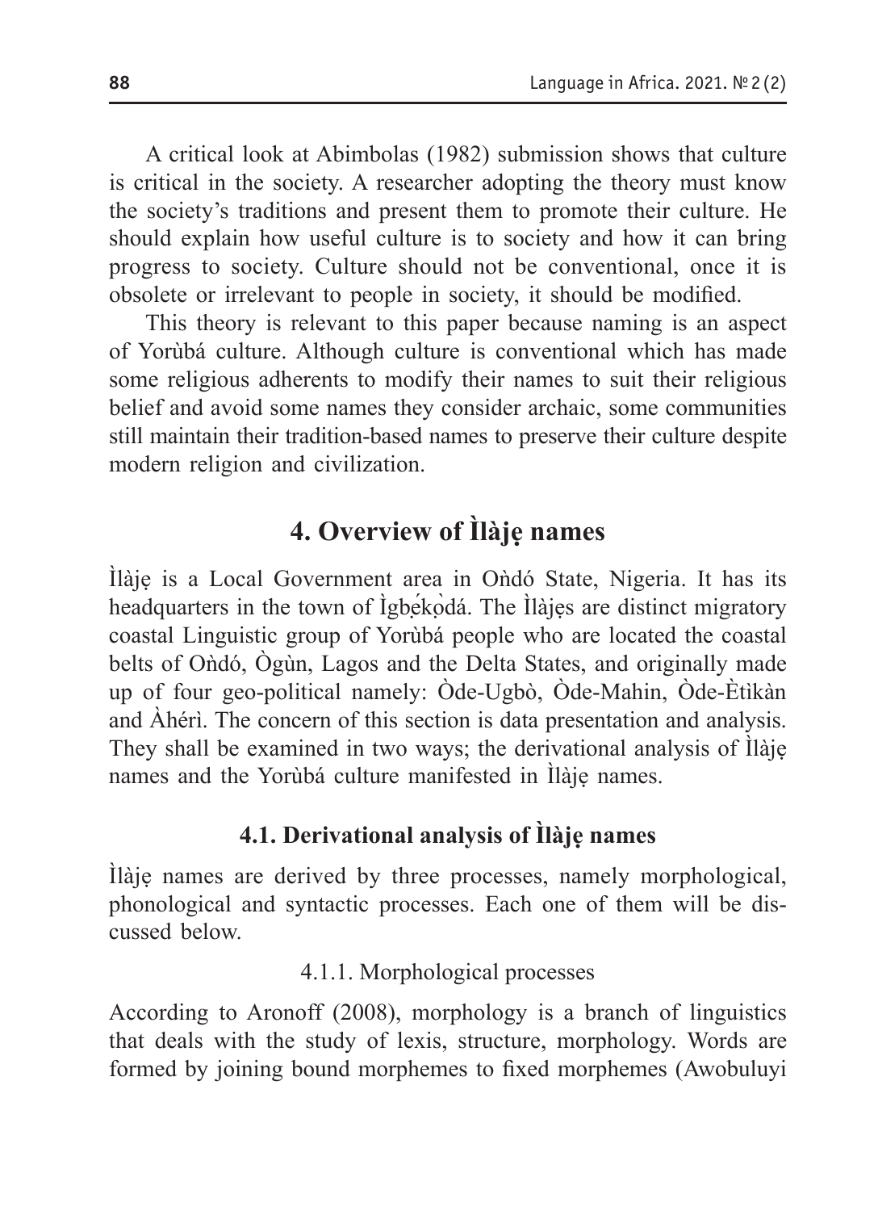A critical look at Abimbolas (1982) submission shows that culture is critical in the society. A researcher adopting the theory must know the society's traditions and present them to promote their culture. He should explain how useful culture is to society and how it can bring progress to society. Culture should not be conventional, once it is obsolete or irrelevant to people in society, it should be modified.

This theory is relevant to this paper because naming is an aspect of Yorùbá culture. Although culture is conventional which has made some religious adherents to modify their names to suit their religious belief and avoid some names they consider archaic, some communities still maintain their tradition-based names to preserve their culture despite modern religion and civilization.

## 4. Overview of Ìlàjẹ names

Ìlàjẹ is a Local Government area in Oǹdó State, Nigeria. It has its headquarters in the town of Ìgbẹ́kọ̀dá. The Ìlàjẹs are distinct migratory coastal Linguistic group of Yorùbá people who are located the coastal belts of Oǹdó, Ògùn, Lagos and the Delta States, and originally made up of four geo-political namely: Òde-Ugbò, Òde-Mahin, Òde-Ètìkàn and Àhérì. The concern of this section is data presentation and analysis. They shall be examined in two ways; the derivational analysis of Ìlàjẹ names and the Yorùbá culture manifested in Ìlàjẹ names.

### 4.1. Derivational analysis of Ìlàjẹ names

Ìlàjẹ names are derived by three processes, namely morphological, phonological and syntactic processes. Each one of them will be discussed below.

#### 4.1.1. Morphological processes

According to Aronoff (2008), morphology is a branch of linguistics that deals with the study of lexis, structure, morphology. Words are formed by joining bound morphemes to fixed morphemes (Awobuluyi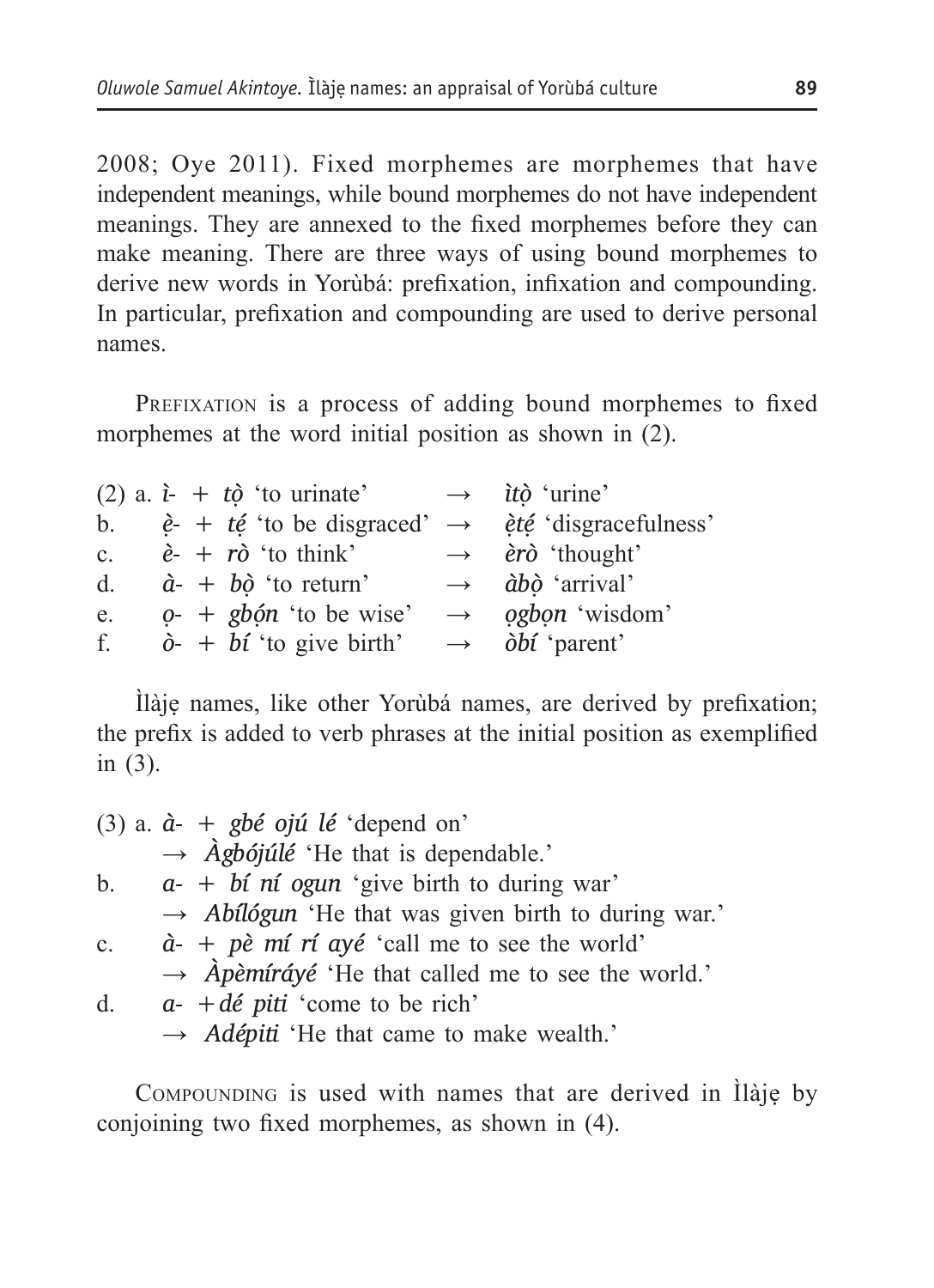2008; Oye 2011). Fixed morphemes are morphemes that have independent meanings, while bound morphemes do not have independent meanings. They are annexed to the fixed morphemes before they can make meaning. There are three ways of using bound morphemes to derive new words in Yorùbá: prefixation, infixation and compounding. In particular, prefixation and compounding are used to derive personal names.

PREFIXATION is a process of adding bound morphemes to fixed morphemes at the word initial position as shown in (2).

(2) a. *ì-* + *tọ̀* 'to urinate' → *ìtọ̀* 'urine'
b. *ẹ̀-* + *tẹ́* 'to be disgraced' → *ẹ̀tẹ́* 'disgracefulness'
c. *è-* + *rò* 'to think' → *èrò* 'thought'
d. *à-* + *bọ̀* 'to return' → *àbọ̀* 'arrival'
e. *ọ-* + *gbọ́n* 'to be wise' → *ọgbọn* 'wisdom'
f. *ò-* + *bí* 'to give birth' → *òbí* 'parent'

Ìlàjẹ names, like other Yorùbá names, are derived by prefixation; the prefix is added to verb phrases at the initial position as exemplified in (3).

(3) a. *à-* + *gbé ojú lé* 'depend on'
→ *Àgbójúlé* 'He that is dependable.'
b. *a-* + *bí ní ogun* 'give birth to during war'
→ *Abílógun* 'He that was given birth to during war.'
c. *à-* + *pè mí rí ayé* 'call me to see the world'
→ *Àpèmíráyé* 'He that called me to see the world.'
d. *a-* + *dé piti* 'come to be rich'
→ *Adépiti* 'He that came to make wealth.'

COMPOUNDING is used with names that are derived in Ìlàjẹ by conjoining two fixed morphemes, as shown in (4).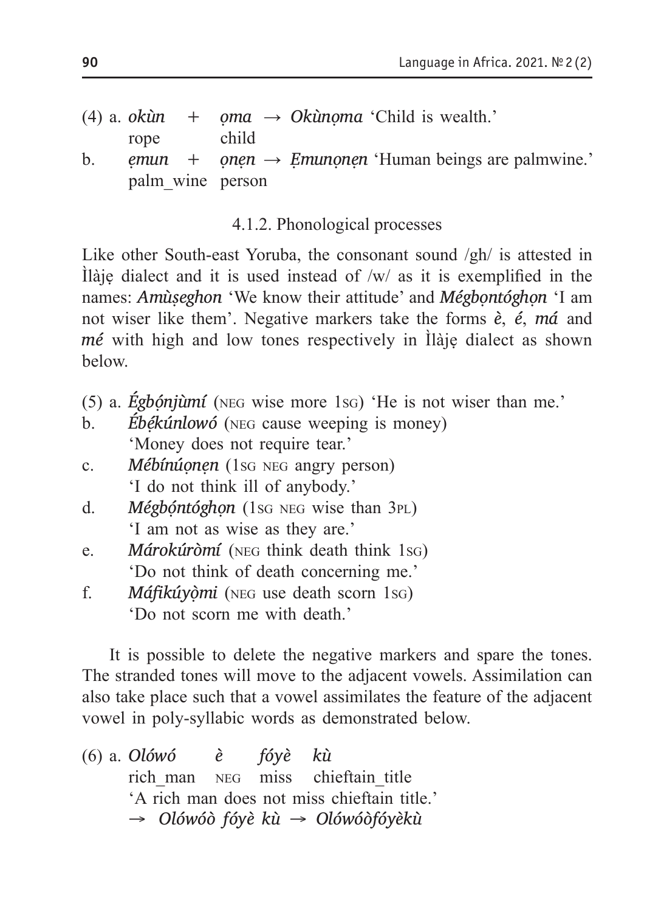(4) a. *okùn* + *ọma* → *Okùnọma* 'Child is wealth.'
rope child

b. *ẹmun* + *ọnẹn* → *Ẹmunọnẹn* 'Human beings are palmwine.'
palm_wine person

### 4.1.2. Phonological processes

Like other South-east Yoruba, the consonant sound /gh/ is attested in Ìlàjẹ dialect and it is used instead of /w/ as it is exemplified in the names: ***Amùṣeghon*** 'We know their attitude' and ***Mégbọntóghọn*** 'I am not wiser like them'. Negative markers take the forms ***è***, ***é***, ***má*** and ***mé*** with high and low tones respectively in Ìlàjẹ dialect as shown below.

(5) a. ***Égbọ́njùmí*** (NEG wise more 1SG) 'He is not wiser than me.'

b. ***Ébẹ́kúnlowó*** (NEG cause weeping is money)
'Money does not require tear.'

c. ***Mébínúọnẹn*** (1SG NEG angry person)
'I do not think ill of anybody.'

d. ***Mégbọ́ntóghọn*** (1SG NEG wise than 3PL)
'I am not as wise as they are.'

e. ***Márokúròmí*** (NEG think death think 1SG)
'Do not think of death concerning me.'

f. ***Máfikúyọ̀mi*** (NEG use death scorn 1SG)
'Do not scorn me with death.'

It is possible to delete the negative markers and spare the tones. The stranded tones will move to the adjacent vowels. Assimilation can also take place such that a vowel assimilates the feature of the adjacent vowel in poly-syllabic words as demonstrated below.

(6) a. *Olówó* *è* *fóyè* *kù*
rich_man NEG miss chieftain_title
'A rich man does not miss chieftain title.'
→ *Olówóò fóyè kù* → *Olówóòfóyèkù*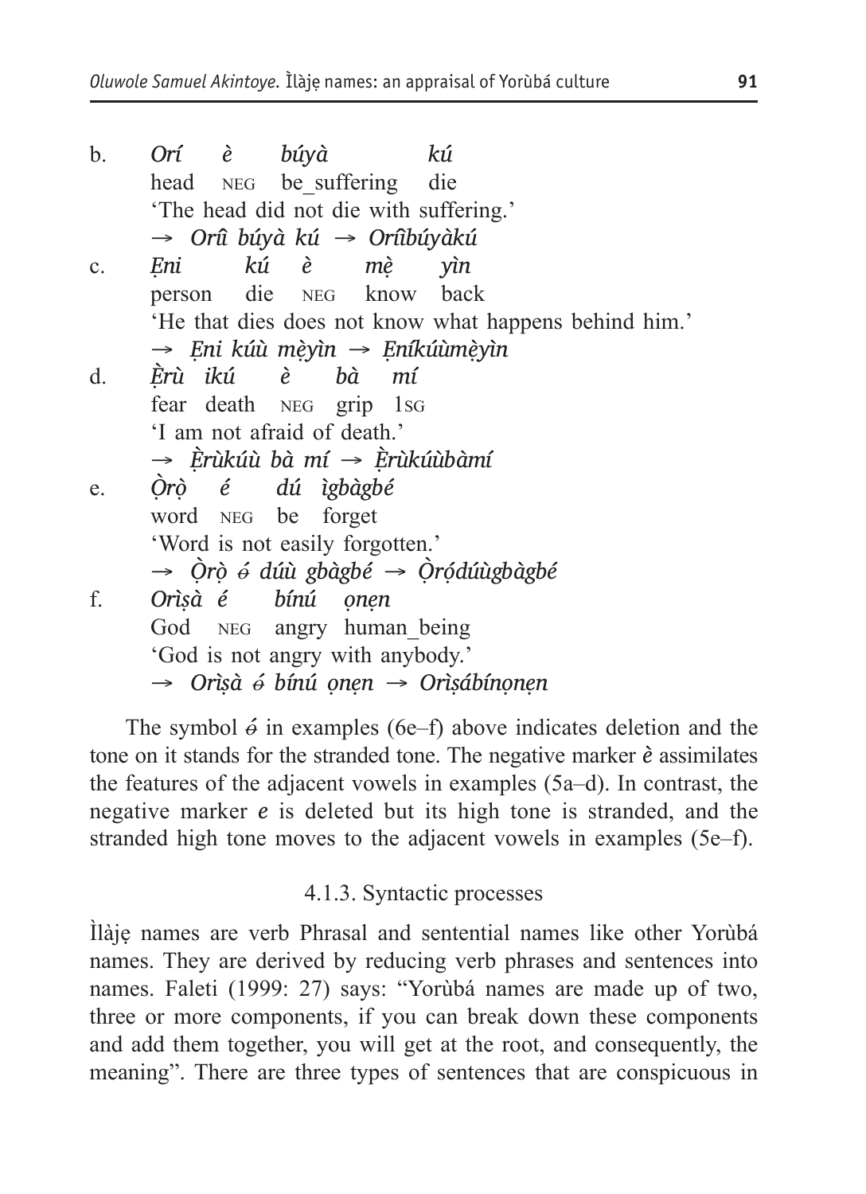b. *Orí è búyà kú*
   head NEG be_suffering die
   'The head did not die with suffering.'
   → *Orî búyà kú* → *Orîbúyàkú*

c. *Ẹni kú è mẹ̀ yìn*
   person die NEG know back
   'He that dies does not know what happens behind him.'
   → *Ẹni kúù mẹ̀yìn* → *Ẹníkúùmẹ̀yìn*

d. *Ẹ̀rù ikú è bà mí*
   fear death NEG grip 1SG
   'I am not afraid of death.'
   → *Ẹ̀rùkúù bà mí* → *Ẹ̀rùkúùbàmí*

e. *Ọ̀rọ̀ é dú ìgbàgbé*
   word NEG be forget
   'Word is not easily forgotten.'
   → *Ọ̀rọ̀ é̶ dúù gbàgbé* → *Ọ̀rọ́dúùgbàgbé*

f. *Orìṣà é bínú ọnẹn*
   God NEG angry human_being
   'God is not angry with anybody.'
   → *Orìṣà é̶ bínú ọnẹn* → *Orìṣábínọnẹn*

The symbol *é̶* in examples (6e–f) above indicates deletion and the tone on it stands for the stranded tone. The negative marker ***è*** assimilates the features of the adjacent vowels in examples (5a–d). In contrast, the negative marker ***e*** is deleted but its high tone is stranded, and the stranded high tone moves to the adjacent vowels in examples (5e–f).

### 4.1.3. Syntactic processes

Ìlàjẹ names are verb Phrasal and sentential names like other Yorùbá names. They are derived by reducing verb phrases and sentences into names. Faleti (1999: 27) says: "Yorùbá names are made up of two, three or more components, if you can break down these components and add them together, you will get at the root, and consequently, the meaning". There are three types of sentences that are conspicuous in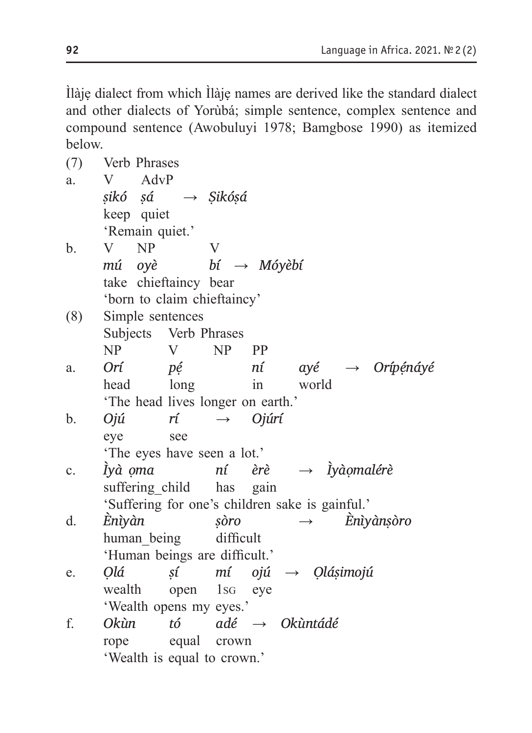Ìlàjẹ dialect from which Ìlàjẹ names are derived like the standard dialect and other dialects of Yorùbá; simple sentence, complex sentence and compound sentence (Awobuluyi 1978; Bamgbose 1990) as itemized below.

(7) Verb Phrases

a. V AdvP
   *ṣikó ṣá* → *Ṣikóṣá*
   keep quiet
   'Remain quiet.'

b. V NP V
   *mú oyè bí* → *Móyèbí*
   take chieftaincy bear
   'born to claim chieftaincy'

(8) Simple sentences
   Subjects Verb Phrases
   NP V NP PP

a. *Orí pẹ́ ní ayé* → *Orípẹ́náyé*
   head long in world
   'The head lives longer on earth.'

b. *Ojú rí* → *Ojúrí*
   eye see
   'The eyes have seen a lot.'

c. *Ìyà ọma ní èrè* → *Ìyàọmalérè*
   suffering_child has gain
   'Suffering for one's children sake is gainful.'

d. *Ènìyàn ṣòro* → *Ènìyànṣòro*
   human_being difficult
   'Human beings are difficult.'

e. *Ọlá ṣí mí ojú* → *Ọláṣimojú*
   wealth open 1SG eye
   'Wealth opens my eyes.'

f. *Okùn tó adé* → *Okùntádé*
   rope equal crown
   'Wealth is equal to crown.'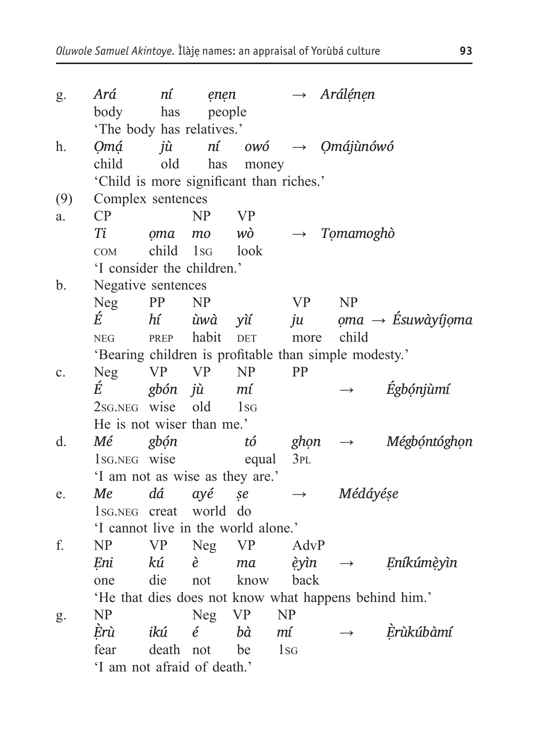g. *Ará* *ní* *ẹnẹn* → *Arálẹ́nẹn*
body has people
'The body has relatives.'

h. *Ọmá̩* *jù* *ní* *owó* → *Ọmájùnówó*
child old has money
'Child is more significant than riches.'

(9) Complex sentences

a.
CP NP VP
*Ti* *ọma* *mo* *wò* → *Tọmamoghò*
COM child 1SG look
'I consider the children.'

b. Negative sentences
Neg PP NP VP NP
*É* *hí* *ùwà* *yìí* *ju* *ọma* → *Ésuwàyíjọma*
NEG PREP habit DET more child
'Bearing children is profitable than simple modesty.'

c.
Neg VP VP NP PP
*É* *gbón* *jù* *mí* → *Égbọ́njùmí*
2SG.NEG wise old 1SG
He is not wiser than me.'

d. *Mé* *gbọ́n* *tó* *ghọn* → *Mégbọ́ntóghọn*
1SG.NEG wise equal 3PL
'I am not as wise as they are.'

e. *Me* *dá* *ayé* *ṣe* → *Médáyéṣe*
1SG.NEG creat world do
'I cannot live in the world alone.'

f.
NP VP Neg VP AdvP
*Ẹni* *kú* *è* *ma* *ẹ̀yìn* → *Ẹníkúmẹ̀yìn*
one die not know back
'He that dies does not know what happens behind him.'

g.
NP Neg VP NP
*Ẹ̀rù* *ikú* *é* *bà* *mí* → *Ẹ̀rùkúbàmí*
fear death not be 1SG
'I am not afraid of death.'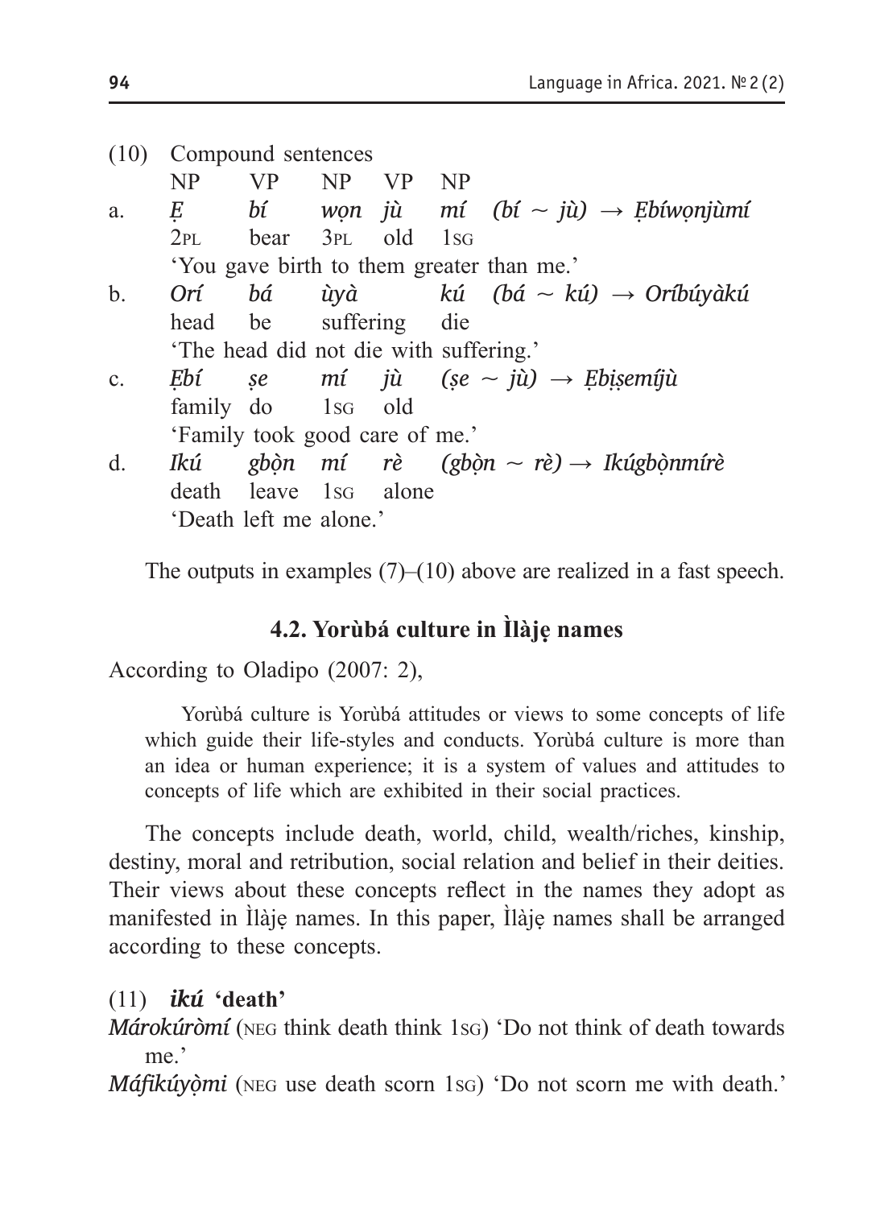(10) Compound sentences

|    | NP | VP | NP | VP | NP | |
|---|---|---|---|---|---|---|
| a. | *Ẹ* | *bí* | *wọn* | *jù* | *mí* | *(bí ~ jù) → Ẹbíwọnjùmí* |
|    | 2PL | bear | 3PL | old | 1SG | |
|    | 'You gave birth to them greater than me.' | | | | | |
| b. | *Orí* | *bá* | *ùyà* | | *kú* | *(bá ~ kú) → Oríbúyàkú* |
|    | head | be | suffering | | die | |
|    | 'The head did not die with suffering.' | | | | | |
| c. | *Ẹbí* | *ṣe* | *mí* | *jù* | | *(ṣe ~ jù) → Ẹbíṣemíjù* |
|    | family | do | 1SG | old | | |
|    | 'Family took good care of me.' | | | | | |
| d. | *Ikú* | *gbọ̀n* | *mí* | *rè* | | *(gbọ̀n ~ rè) → Ikúgbọ̀nmírè* |
|    | death | leave | 1SG | alone | | |
|    | 'Death left me alone.' | | | | | |

The outputs in examples (7)–(10) above are realized in a fast speech.

### 4.2. Yorùbá culture in Ìlàjẹ names

According to Oladipo (2007: 2),

> Yorùbá culture is Yorùbá attitudes or views to some concepts of life which guide their life-styles and conducts. Yorùbá culture is more than an idea or human experience; it is a system of values and attitudes to concepts of life which are exhibited in their social practices.

The concepts include death, world, child, wealth/riches, kinship, destiny, moral and retribution, social relation and belief in their deities. Their views about these concepts reflect in the names they adopt as manifested in Ìlàjẹ names. In this paper, Ìlàjẹ names shall be arranged according to these concepts.

(11) ***ikú* 'death'**

***Márokúròmí*** (NEG think death think 1SG) 'Do not think of death towards me.'

***Máfikúyọ̀mi*** (NEG use death scorn 1SG) 'Do not scorn me with death.'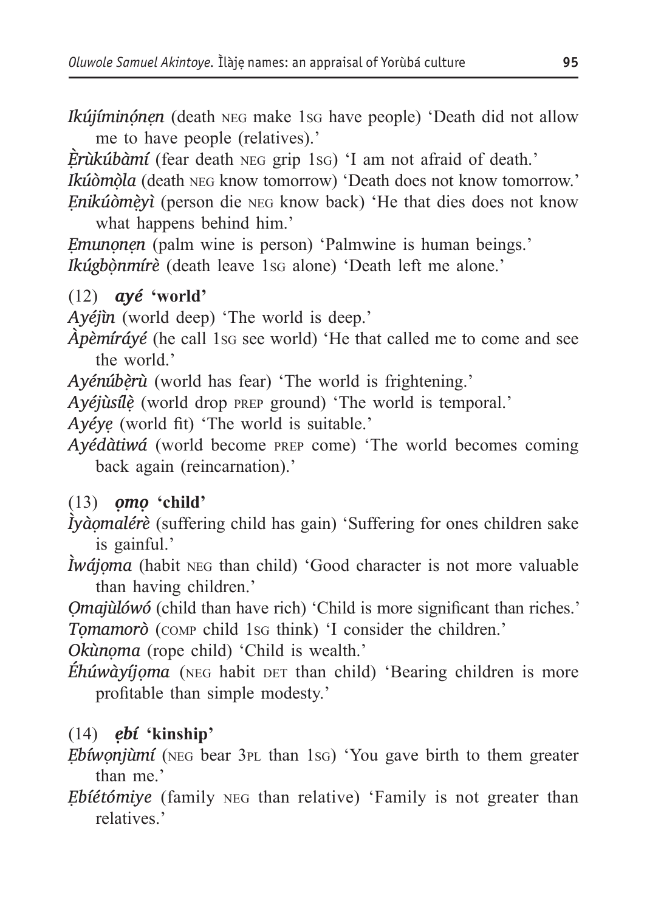*Ikújíminónẹn* (death NEG make 1SG have people) 'Death did not allow me to have people (relatives).'

*Ẹ̀rùkúbàmí* (fear death NEG grip 1SG) 'I am not afraid of death.'

*Ikúòmọ̀la* (death NEG know tomorrow) 'Death does not know tomorrow.'

*Ẹnikúòmẹ̀yì* (person die NEG know back) 'He that dies does not know what happens behind him.'

*Ẹmunọnẹn* (palm wine is person) 'Palmwine is human beings.'

*Ikúgbọ̀nmírè* (death leave 1SG alone) 'Death left me alone.'

(12) ***ayé* 'world'**

*Ayéjìn* (world deep) 'The world is deep.'

*Àpèmíráyé* (he call 1SG see world) 'He that called me to come and see the world.'

*Ayénúbẹ̀rù* (world has fear) 'The world is frightening.'

*Ayéjùsílẹ̀* (world drop PREP ground) 'The world is temporal.'

*Ayéyẹ* (world fit) 'The world is suitable.'

*Ayédàtiwá* (world become PREP come) 'The world becomes coming back again (reincarnation).'

(13) ***ọmọ* 'child'**

*Ìyàọmalérè* (suffering child has gain) 'Suffering for ones children sake is gainful.'

*Ìwájọma* (habit NEG than child) 'Good character is not more valuable than having children.'

*Ọmajùlówó* (child than have rich) 'Child is more significant than riches.'

*Tọmamorò* (COMP child 1SG think) 'I consider the children.'

*Okùnọma* (rope child) 'Child is wealth.'

*Éhúwàyíjọma* (NEG habit DET than child) 'Bearing children is more profitable than simple modesty.'

(14) ***ẹbí* 'kinship'**

*Ẹbíwọnjùmí* (NEG bear 3PL than 1SG) 'You gave birth to them greater than me.'

*Ẹbíétómiye* (family NEG than relative) 'Family is not greater than relatives.'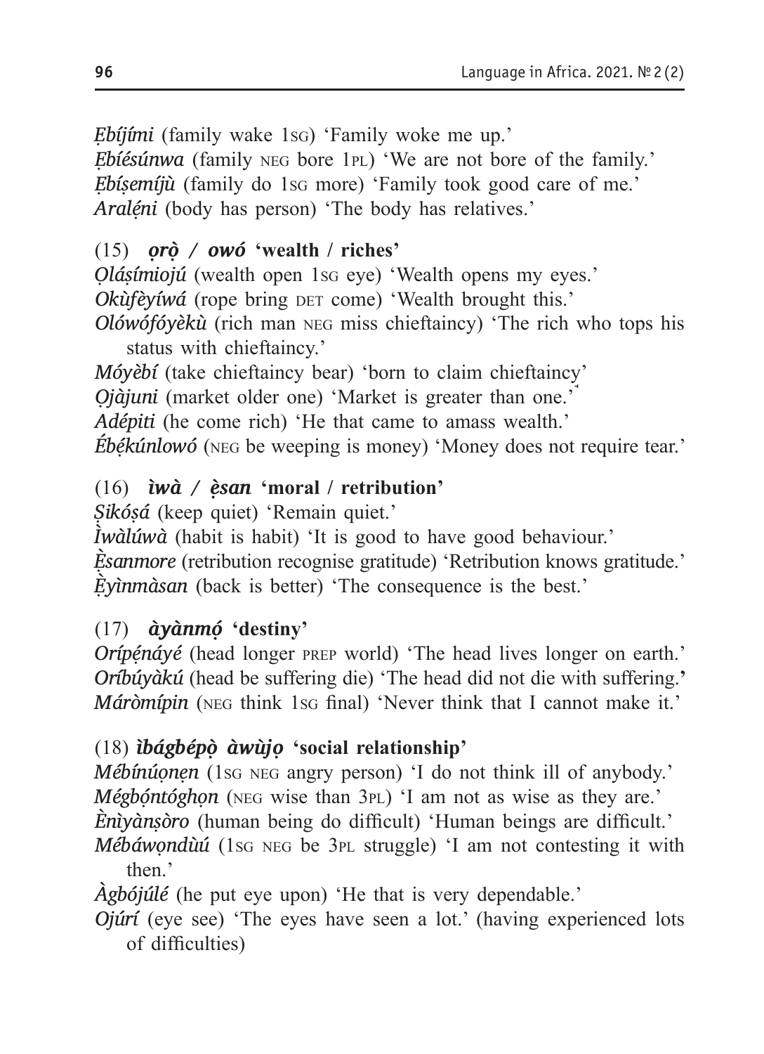*Ẹbíjími* (family wake 1SG) 'Family woke me up.'
*Ẹbíésúnwa* (family NEG bore 1PL) 'We are not bore of the family.'
*Ẹbíṣemíjù* (family do 1SG more) 'Family took good care of me.'
*Araléni* (body has person) 'The body has relatives.'

(15) ***ọrọ̀ / owó* 'wealth / riches'**

*Ọláṣímiojú* (wealth open 1SG eye) 'Wealth opens my eyes.'
*Okùfèyíwá* (rope bring DET come) 'Wealth brought this.'
*Olówófóyèkù* (rich man NEG miss chieftaincy) 'The rich who tops his status with chieftaincy.'
*Móyèbí* (take chieftaincy bear) 'born to claim chieftaincy'
*Ọjàjuni* (market older one) 'Market is greater than one.'
*Adépiti* (he come rich) 'He that came to amass wealth.'
*Ébẹ́kúnlowó* (NEG be weeping is money) 'Money does not require tear.'

(16) ***ìwà / ẹ̀san* 'moral / retribution'**

*Ṣikóṣá* (keep quiet) 'Remain quiet.'
*Ìwàlúwà* (habit is habit) 'It is good to have good behaviour.'
*Ẹ̀sanmore* (retribution recognise gratitude) 'Retribution knows gratitude.'
*Ẹ̀yìnmàsan* (back is better) 'The consequence is the best.'

(17) ***àyànmọ́* 'destiny'**

*Orípẹ́náyé* (head longer PREP world) 'The head lives longer on earth.'
*Oríbúyàkú* (head be suffering die) 'The head did not die with suffering.'
*Máròmípin* (NEG think 1SG final) 'Never think that I cannot make it.'

(18) ***ìbágbépọ̀ àwùjọ* 'social relationship'**

*Mébínúọnẹn* (1SG NEG angry person) 'I do not think ill of anybody.'
*Mégbọ́ntóghọn* (NEG wise than 3PL) 'I am not as wise as they are.'
*Ènìyànṣòro* (human being do difficult) 'Human beings are difficult.'
*Mébáwọndùú* (1SG NEG be 3PL struggle) 'I am not contesting it with then.'
*Àgbójúlé* (he put eye upon) 'He that is very dependable.'
*Ojúrí* (eye see) 'The eyes have seen a lot.' (having experienced lots of difficulties)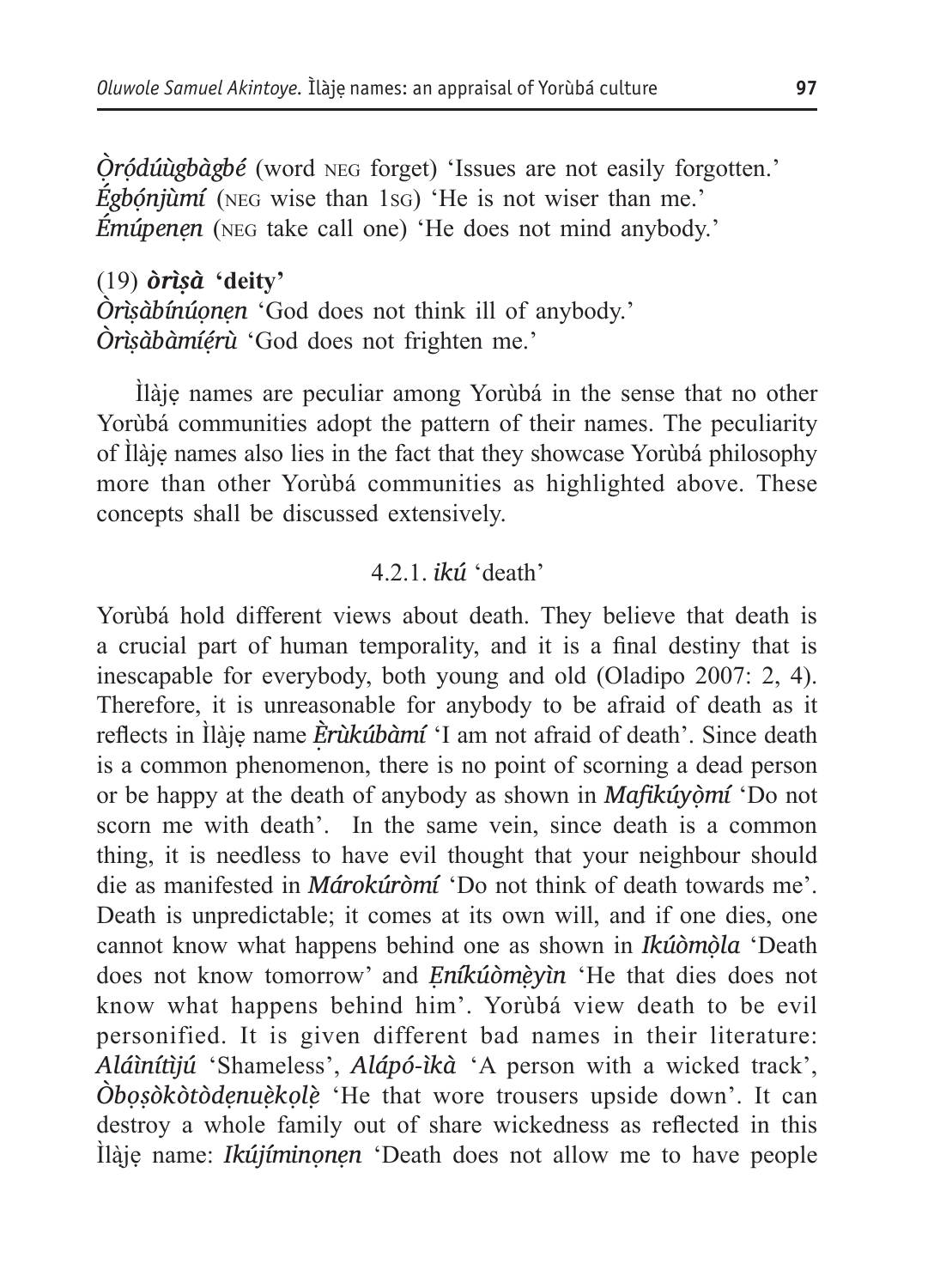***Ọ̀ródúùgbàgbé*** (word NEG forget) 'Issues are not easily forgotten.'
***Égbọ́njùmí*** (NEG wise than 1SG) 'He is not wiser than me.'
***Émúpenẹn*** (NEG take call one) 'He does not mind anybody.'

(19) ***òrìṣà*** **'deity'**
***Òrìṣàbínúọnẹn*** 'God does not think ill of anybody.'
***Òrìṣàbàmíẹ́rù*** 'God does not frighten me.'

Ìlàjẹ names are peculiar among Yorùbá in the sense that no other Yorùbá communities adopt the pattern of their names. The peculiarity of Ìlàjẹ names also lies in the fact that they showcase Yorùbá philosophy more than other Yorùbá communities as highlighted above. These concepts shall be discussed extensively.

#### 4.2.1. *ikú* 'death'

Yorùbá hold different views about death. They believe that death is a crucial part of human temporality, and it is a final destiny that is inescapable for everybody, both young and old (Oladipo 2007: 2, 4). Therefore, it is unreasonable for anybody to be afraid of death as it reflects in Ìlàjẹ name ***Ẹ̀rùkúbàmí*** 'I am not afraid of death'. Since death is a common phenomenon, there is no point of scorning a dead person or be happy at the death of anybody as shown in ***Mafikúyọ̀mí*** 'Do not scorn me with death'. In the same vein, since death is a common thing, it is needless to have evil thought that your neighbour should die as manifested in ***Márokúròmí*** 'Do not think of death towards me'. Death is unpredictable; it comes at its own will, and if one dies, one cannot know what happens behind one as shown in ***Ikúòmọ̀la*** 'Death does not know tomorrow' and ***Ẹníkúòmẹ̀yìn*** 'He that dies does not know what happens behind him'. Yorùbá view death to be evil personified. It is given different bad names in their literature: ***Aláìnítìjú*** 'Shameless', ***Alápó-ìkà*** 'A person with a wicked track', ***Òbọṣòkòtòdẹnuẹ̀kọlẹ̀*** 'He that wore trousers upside down'. It can destroy a whole family out of share wickedness as reflected in this Ìlàjẹ name: ***Ikújíminọnẹn*** 'Death does not allow me to have people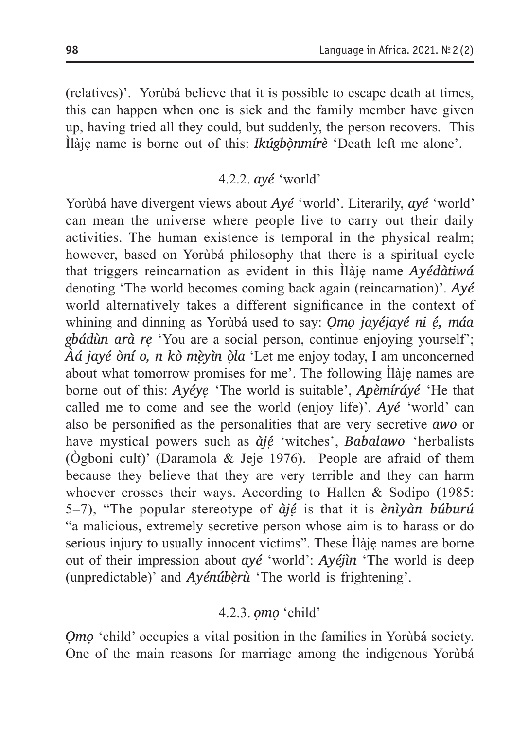(relatives)'. Yorùbá believe that it is possible to escape death at times, this can happen when one is sick and the family member have given up, having tried all they could, but suddenly, the person recovers. This Ìlàjẹ name is borne out of this: ***Ikúgbọ̀nmírè*** 'Death left me alone'.

### 4.2.2. *ayé* 'world'

Yorùbá have divergent views about ***Ayé*** 'world'. Literarily, ***ayé*** 'world' can mean the universe where people live to carry out their daily activities. The human existence is temporal in the physical realm; however, based on Yorùbá philosophy that there is a spiritual cycle that triggers reincarnation as evident in this Ìlàjẹ name ***Ayédàtiwá*** denoting 'The world becomes coming back again (reincarnation)'. ***Ayé*** world alternatively takes a different significance in the context of whining and dinning as Yorùbá used to say: ***Ọmọ jayéjayé ni ẹ́, máa gbádùn arà rẹ*** 'You are a social person, continue enjoying yourself'; ***Àá jayé òní o, n kò mẹ̀yìn ọ̀la*** 'Let me enjoy today, I am unconcerned about what tomorrow promises for me'. The following Ìlàjẹ names are borne out of this: ***Ayéyẹ*** 'The world is suitable', ***Apèmíráyé*** 'He that called me to come and see the world (enjoy life)'. ***Ayé*** 'world' can also be personified as the personalities that are very secretive ***awo*** or have mystical powers such as ***àjẹ́*** 'witches', ***Babalawo*** 'herbalists (Ògboni cult)' (Daramola & Jeje 1976). People are afraid of them because they believe that they are very terrible and they can harm whoever crosses their ways. According to Hallen & Sodipo (1985: 5–7), "The popular stereotype of ***àjẹ́*** is that it is ***ènìyàn búburú*** "a malicious, extremely secretive person whose aim is to harass or do serious injury to usually innocent victims". These Ìlàjẹ names are borne out of their impression about ***ayé*** 'world': ***Ayéjìn*** 'The world is deep (unpredictable)' and ***Ayénúbẹ̀rù*** 'The world is frightening'.

### 4.2.3. *ọmọ* 'child'

*Ọmọ* 'child' occupies a vital position in the families in Yorùbá society. One of the main reasons for marriage among the indigenous Yorùbá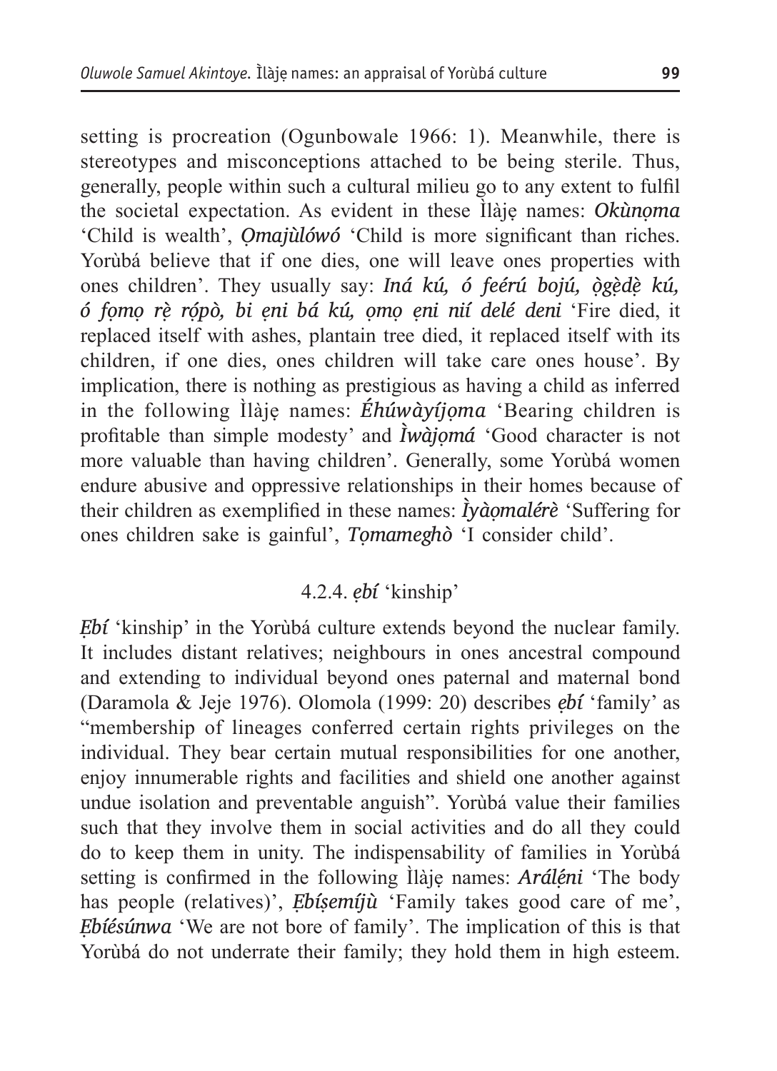setting is procreation (Ogunbowale 1966: 1). Meanwhile, there is stereotypes and misconceptions attached to be being sterile. Thus, generally, people within such a cultural milieu go to any extent to fulfil the societal expectation. As evident in these Ìlàjẹ names: ***Okùnọma*** 'Child is wealth', ***Ọmajùlówó*** 'Child is more significant than riches. Yorùbá believe that if one dies, one will leave ones properties with ones children'. They usually say: ***Iná kú, ó feérú bojú, ọ̀gẹ̀dẹ̀ kú, ó fọmọ rẹ̀ rọ́pò, bi ẹni bá kú, ọmọ ẹni nií delé deni*** 'Fire died, it replaced itself with ashes, plantain tree died, it replaced itself with its children, if one dies, ones children will take care ones house'. By implication, there is nothing as prestigious as having a child as inferred in the following Ìlàjẹ names: ***Éhúwàyíjọma*** 'Bearing children is profitable than simple modesty' and ***Ìwàjọmá*** 'Good character is not more valuable than having children'. Generally, some Yorùbá women endure abusive and oppressive relationships in their homes because of their children as exemplified in these names: ***Ìyàọmalérè*** 'Suffering for ones children sake is gainful', ***Tọmameghò*** 'I consider child'.

#### 4.2.4. *ẹbí* 'kinship'

*Ẹbí* 'kinship' in the Yorùbá culture extends beyond the nuclear family. It includes distant relatives; neighbours in ones ancestral compound and extending to individual beyond ones paternal and maternal bond (Daramola & Jeje 1976). Olomola (1999: 20) describes *ẹbí* 'family' as "membership of lineages conferred certain rights privileges on the individual. They bear certain mutual responsibilities for one another, enjoy innumerable rights and facilities and shield one another against undue isolation and preventable anguish". Yorùbá value their families such that they involve them in social activities and do all they could do to keep them in unity. The indispensability of families in Yorùbá setting is confirmed in the following Ìlàjẹ names: ***Arálẹ́ni*** 'The body has people (relatives)', ***Ẹbíṣemíjù*** 'Family takes good care of me', ***Ẹbíésúnwa*** 'We are not bore of family'. The implication of this is that Yorùbá do not underrate their family; they hold them in high esteem.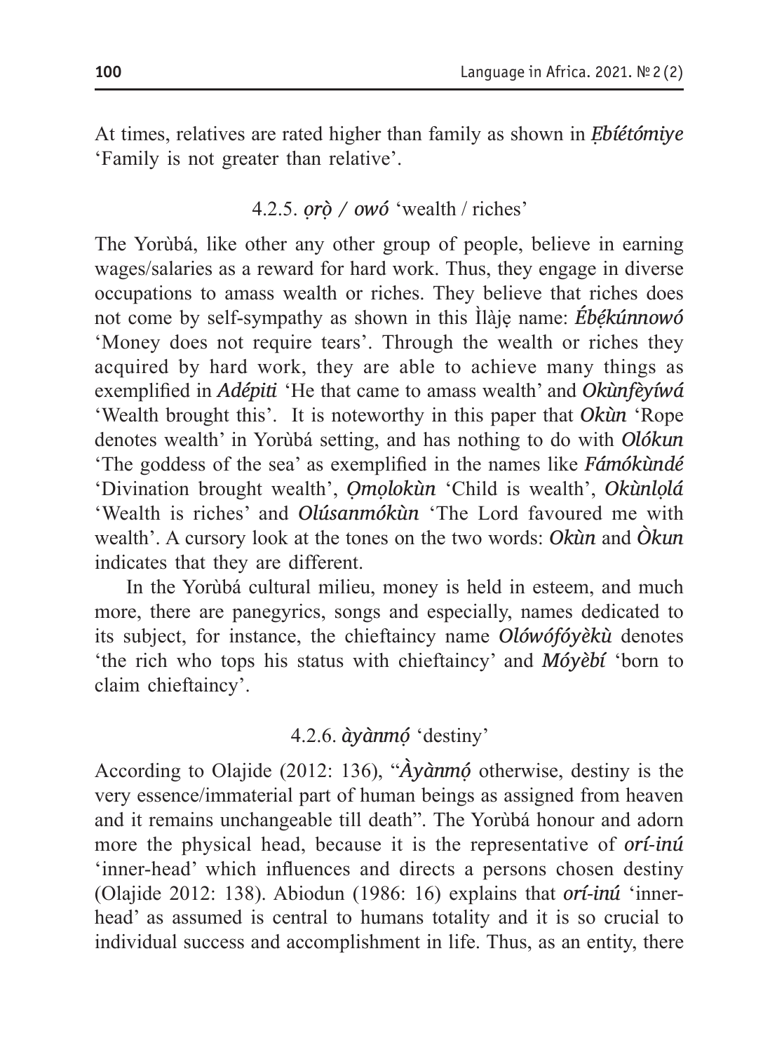At times, relatives are rated higher than family as shown in ***Ẹbíétómiye*** 'Family is not greater than relative'.

### 4.2.5. *ọrọ̀ / owó* 'wealth / riches'

The Yorùbá, like other any other group of people, believe in earning wages/salaries as a reward for hard work. Thus, they engage in diverse occupations to amass wealth or riches. They believe that riches does not come by self-sympathy as shown in this Ìlàjẹ name: ***Ébẹ́kúnnowó*** 'Money does not require tears'. Through the wealth or riches they acquired by hard work, they are able to achieve many things as exemplified in ***Adépiti*** 'He that came to amass wealth' and ***Okùnfèyíwá*** 'Wealth brought this'. It is noteworthy in this paper that ***Okùn*** 'Rope denotes wealth' in Yorùbá setting, and has nothing to do with ***Olókun*** 'The goddess of the sea' as exemplified in the names like ***Fámókùndé*** 'Divination brought wealth', ***Ọmọlokùn*** 'Child is wealth', ***Okùnlọlá*** 'Wealth is riches' and ***Olúsanmókùn*** 'The Lord favoured me with wealth'. A cursory look at the tones on the two words: ***Okùn*** and ***Òkun*** indicates that they are different.

In the Yorùbá cultural milieu, money is held in esteem, and much more, there are panegyrics, songs and especially, names dedicated to its subject, for instance, the chieftaincy name ***Olówófóyèkù*** denotes 'the rich who tops his status with chieftaincy' and ***Móyèbí*** 'born to claim chieftaincy'.

### 4.2.6. *àyànmọ́* 'destiny'

According to Olajide (2012: 136), "***Àyànmọ́*** otherwise, destiny is the very essence/immaterial part of human beings as assigned from heaven and it remains unchangeable till death". The Yorùbá honour and adorn more the physical head, because it is the representative of ***orí-inú*** 'inner-head' which influences and directs a persons chosen destiny (Olajide 2012: 138). Abiodun (1986: 16) explains that ***orí-inú*** 'inner-head' as assumed is central to humans totality and it is so crucial to individual success and accomplishment in life. Thus, as an entity, there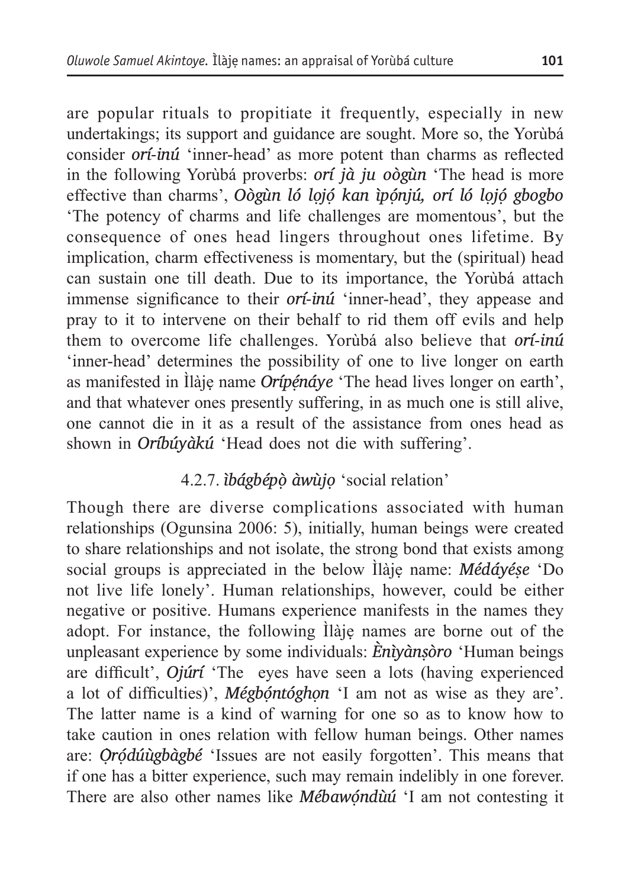are popular rituals to propitiate it frequently, especially in new undertakings; its support and guidance are sought. More so, the Yorùbá consider ***orí-inú*** 'inner-head' as more potent than charms as reflected in the following Yorùbá proverbs: ***orí jà ju oògùn*** 'The head is more effective than charms', ***Oògùn ló lọjọ́ kan ìpọ́njú, orí ló lọjọ́ gbogbo*** 'The potency of charms and life challenges are momentous', but the consequence of ones head lingers throughout ones lifetime. By implication, charm effectiveness is momentary, but the (spiritual) head can sustain one till death. Due to its importance, the Yorùbá attach immense significance to their ***orí-inú*** 'inner-head', they appease and pray to it to intervene on their behalf to rid them off evils and help them to overcome life challenges. Yorùbá also believe that ***orí-inú*** 'inner-head' determines the possibility of one to live longer on earth as manifested in Ìlàjẹ name ***Orípẹ́náye*** 'The head lives longer on earth', and that whatever ones presently suffering, in as much one is still alive, one cannot die in it as a result of the assistance from ones head as shown in ***Oríbúyàkú*** 'Head does not die with suffering'.

### 4.2.7. *ìbágbépọ̀ àwùjọ* 'social relation'

Though there are diverse complications associated with human relationships (Ogunsina 2006: 5), initially, human beings were created to share relationships and not isolate, the strong bond that exists among social groups is appreciated in the below Ìlàjẹ name: ***Médáyéṣe*** 'Do not live life lonely'. Human relationships, however, could be either negative or positive. Humans experience manifests in the names they adopt. For instance, the following Ìlàjẹ names are borne out of the unpleasant experience by some individuals: ***Ènìyànṣòro*** 'Human beings are difficult', ***Ojúrí*** 'The eyes have seen a lots (having experienced a lot of difficulties)', ***Mégbọ́ntóghọn*** 'I am not as wise as they are'. The latter name is a kind of warning for one so as to know how to take caution in ones relation with fellow human beings. Other names are: ***Ọrọ́dúùgbàgbé*** 'Issues are not easily forgotten'. This means that if one has a bitter experience, such may remain indelibly in one forever. There are also other names like ***Mébawọ́ndùú*** 'I am not contesting it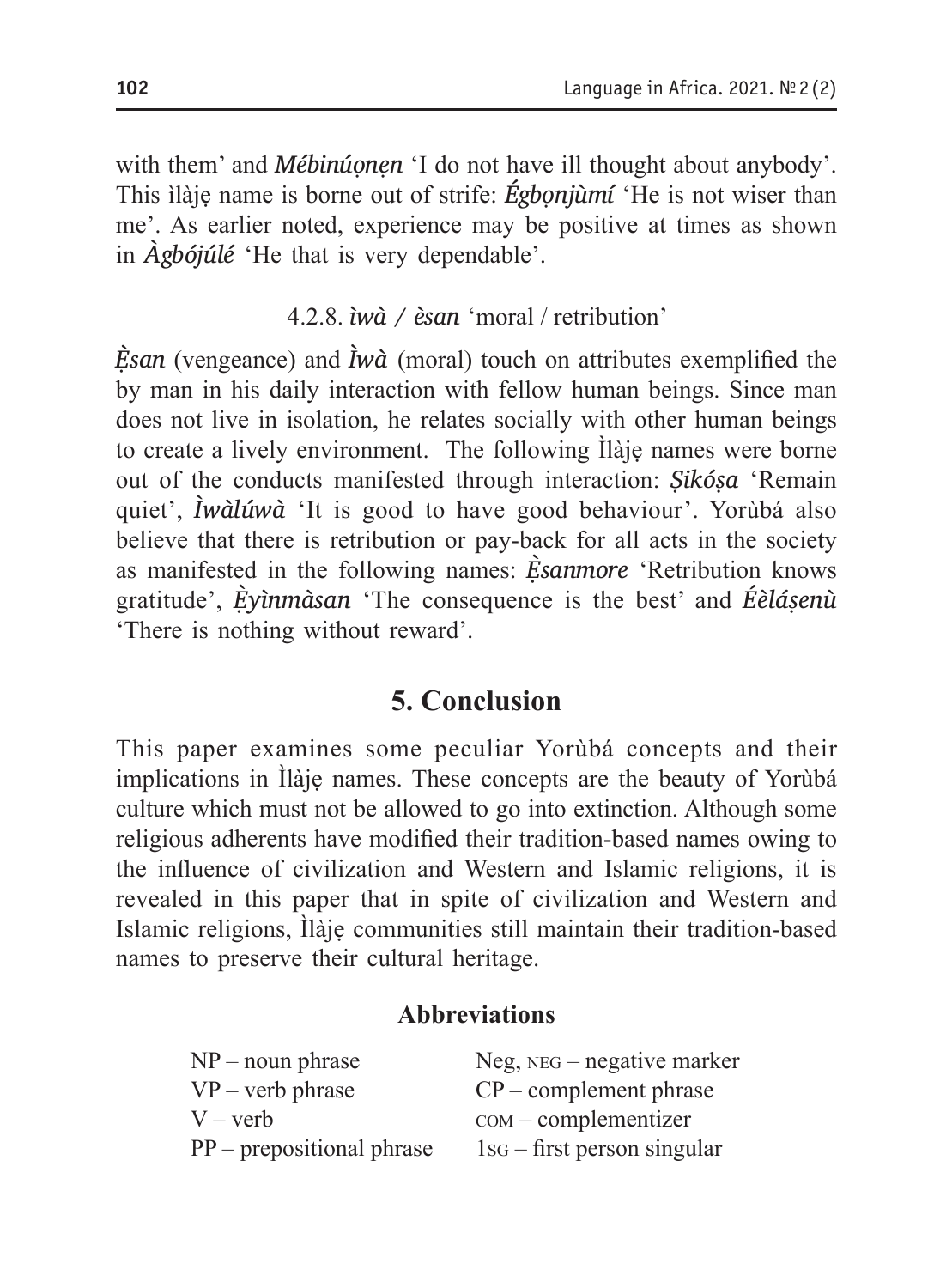with them' and ***Mébinúọnẹn*** 'I do not have ill thought about anybody'. This ìlàjẹ name is borne out of strife: ***Égbọnjùmí*** 'He is not wiser than me'. As earlier noted, experience may be positive at times as shown in ***Àgbójúlé*** 'He that is very dependable'.

#### 4.2.8. *ìwà / èsan* 'moral / retribution'

***Ẹ̀san*** (vengeance) and ***Ìwà*** (moral) touch on attributes exemplified the by man in his daily interaction with fellow human beings. Since man does not live in isolation, he relates socially with other human beings to create a lively environment. The following Ìlàjẹ names were borne out of the conducts manifested through interaction: ***Ṣikóṣa*** 'Remain quiet', ***Ìwàlúwà*** 'It is good to have good behaviour'. Yorùbá also believe that there is retribution or pay-back for all acts in the society as manifested in the following names: ***Ẹ̀sanmore*** 'Retribution knows gratitude', ***Ẹ̀yìnmàsan*** 'The consequence is the best' and ***Éèláṣenù*** 'There is nothing without reward'.

## 5. Conclusion

This paper examines some peculiar Yorùbá concepts and their implications in Ìlàjẹ names. These concepts are the beauty of Yorùbá culture which must not be allowed to go into extinction. Although some religious adherents have modified their tradition-based names owing to the influence of civilization and Western and Islamic religions, it is revealed in this paper that in spite of civilization and Western and Islamic religions, Ìlàjẹ communities still maintain their tradition-based names to preserve their cultural heritage.

### Abbreviations

| | |
|---|---|
| NP – noun phrase | Neg, NEG – negative marker |
| VP – verb phrase | CP – complement phrase |
| V – verb | COM – complementizer |
| PP – prepositional phrase | 1SG – first person singular |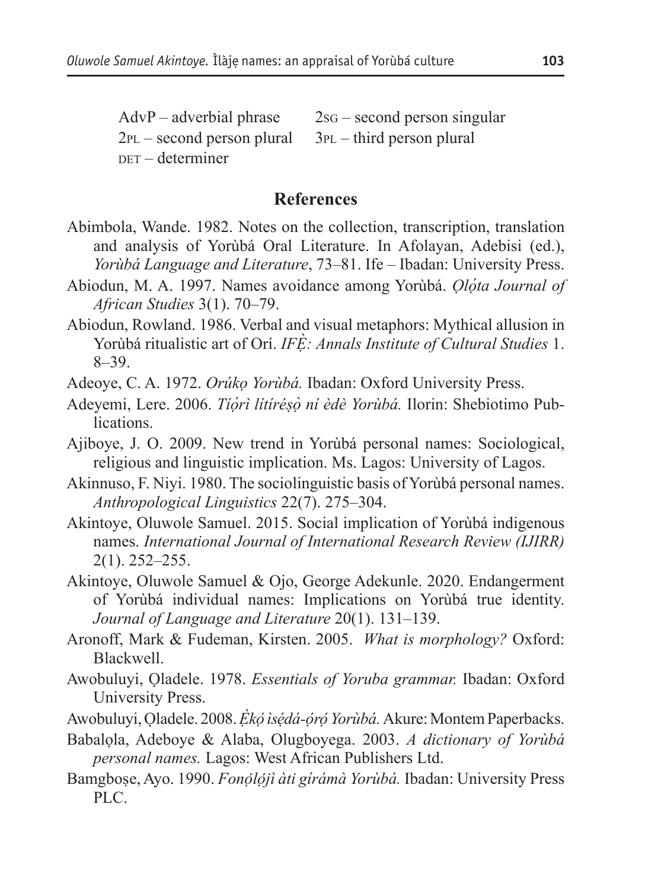AdvP – adverbial phrase  2SG – second person singular
2PL – second person plural  3PL – third person plural
DET – determiner

## References

Abimbola, Wande. 1982. Notes on the collection, transcription, translation and analysis of Yorùbá Oral Literature. In Afolayan, Adebisi (ed.), *Yorùbá Language and Literature*, 73–81. Ife – Ibadan: University Press.

Abiodun, M. A. 1997. Names avoidance among Yorùbá. *Ọlọ́ta Journal of African Studies* 3(1). 70–79.

Abiodun, Rowland. 1986. Verbal and visual metaphors: Mythical allusion in Yorùbá ritualistic art of Orí. *IFẸ̀: Annals Institute of Cultural Studies* 1. 8–39.

Adeoye, C. A. 1972. *Orúkọ Yorùbá.* Ibadan: Oxford University Press.

Adeyemi, Lere. 2006. *Tíọ́rì lítíréṣọ̀ ní èdè Yorùbá.* Ilorin: Shebiotimo Publications.

Ajiboye, J. O. 2009. New trend in Yorùbá personal names: Sociological, religious and linguistic implication. Ms. Lagos: University of Lagos.

Akinnuso, F. Niyi. 1980. The sociolinguistic basis of Yorùbá personal names. *Anthropological Linguistics* 22(7). 275–304.

Akintoye, Oluwole Samuel. 2015. Social implication of Yorùbá indigenous names. *International Journal of International Research Review (IJIRR)* 2(1). 252–255.

Akintoye, Oluwole Samuel & Ojo, George Adekunle. 2020. Endangerment of Yorùbá individual names: Implications on Yorùbá true identity. *Journal of Language and Literature* 20(1). 131–139.

Aronoff, Mark & Fudeman, Kirsten. 2005. *What is morphology?* Oxford: Blackwell.

Awobuluyi, Ọladele. 1978. *Essentials of Yoruba grammar.* Ibadan: Oxford University Press.

Awobuluyi, Ọladele. 2008. *Ẹ̀kọ́ ìsẹ̀dá-ọ̀rọ̀ Yorùbá.* Akure: Montem Paperbacks.

Babalọla, Adeboye & Alaba, Olugboyega. 2003. *A dictionary of Yorùbá personal names.* Lagos: West African Publishers Ltd.

Bamgboṣe, Ayo. 1990. *Fonọ́lọ́jì àti gírámà Yorùbá.* Ibadan: University Press PLC.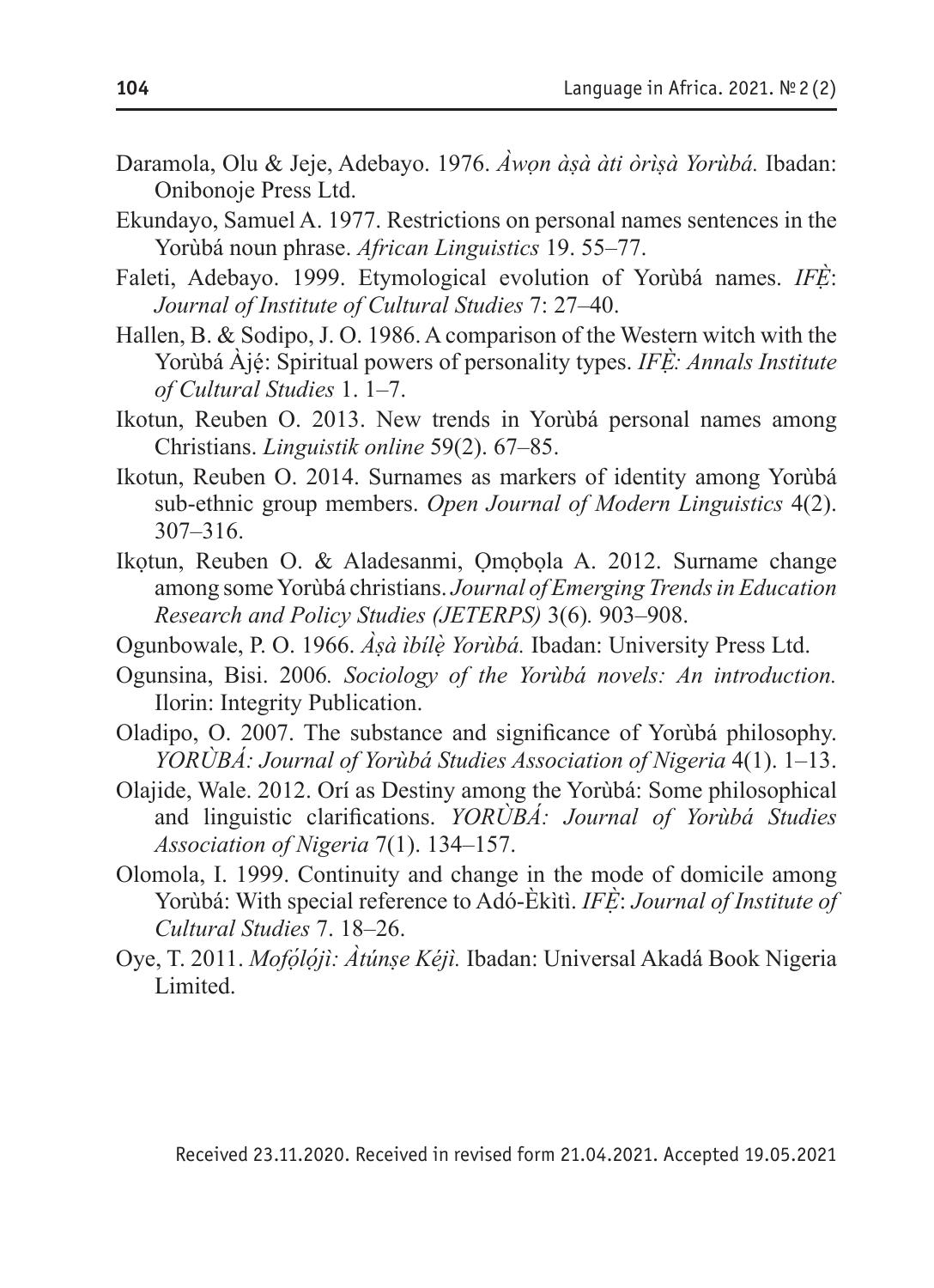Daramola, Olu & Jeje, Adebayo. 1976. *Àwọn àṣà àti òrìṣà Yorùbá.* Ibadan: Onibonoje Press Ltd.

Ekundayo, Samuel A. 1977. Restrictions on personal names sentences in the Yorùbá noun phrase. *African Linguistics* 19. 55–77.

Faleti, Adebayo. 1999. Etymological evolution of Yorùbá names. *IFẸ̀*: *Journal of Institute of Cultural Studies* 7: 27–40.

Hallen, B. & Sodipo, J. O. 1986. A comparison of the Western witch with the Yorùbá Àjẹ́: Spiritual powers of personality types. *IFẸ̀: Annals Institute of Cultural Studies* 1. 1–7.

Ikotun, Reuben O. 2013. New trends in Yorùbá personal names among Christians. *Linguistik online* 59(2). 67–85.

Ikotun, Reuben O. 2014. Surnames as markers of identity among Yorùbá sub-ethnic group members. *Open Journal of Modern Linguistics* 4(2). 307–316.

Ikọtun, Reuben O. & Aladesanmi, Ọmọbọla A. 2012. Surname change among some Yorùbá christians. *Journal of Emerging Trends in Education Research and Policy Studies (JETERPS)* 3(6)*.* 903–908.

Ogunbowale, P. O. 1966. *Àṣà ìbílẹ̀ Yorùbá.* Ibadan: University Press Ltd.

Ogunsina, Bisi. 2006*. Sociology of the Yorùbá novels: An introduction.* Ilorin: Integrity Publication.

Oladipo, O. 2007. The substance and significance of Yorùbá philosophy. *YORÙBÁ: Journal of Yorùbá Studies Association of Nigeria* 4(1). 1–13.

Olajide, Wale. 2012. Orí as Destiny among the Yorùbá: Some philosophical and linguistic clarifications. *YORÙBÁ: Journal of Yorùbá Studies Association of Nigeria* 7(1). 134–157.

Olomola, I. 1999. Continuity and change in the mode of domicile among Yorùbá: With special reference to Adó-Èkìtì. *IFẸ̀*: *Journal of Institute of Cultural Studies* 7. 18–26.

Oye, T. 2011. *Mofọ́lọ́jì: Àtúnṣe Kéjì.* Ibadan: Universal Akadá Book Nigeria Limited.

Received 23.11.2020. Received in revised form 21.04.2021. Accepted 19.05.2021